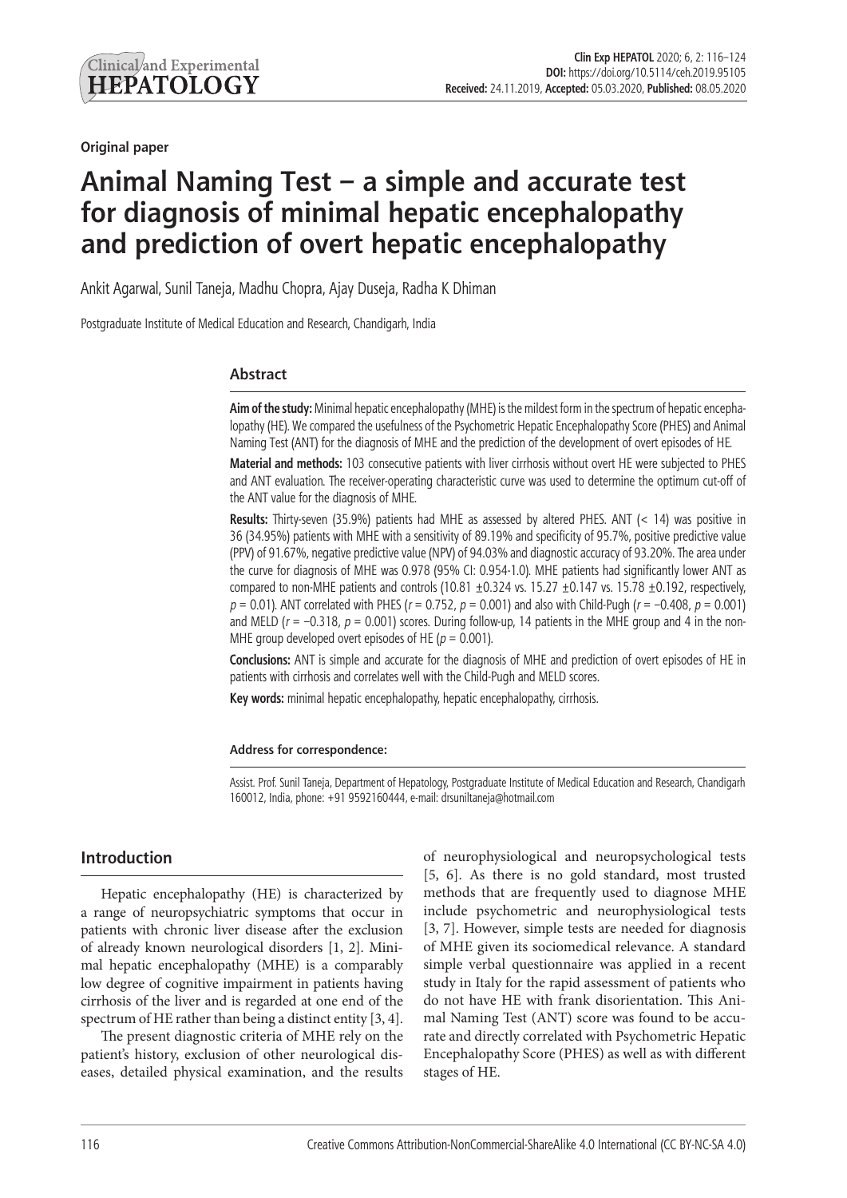Original paper

# Animal Naming Test – a simple and accurate test for diagnosis of minimal hepatic encephalopathy and prediction of overt hepatic encephalopathy

Ankit Agarwal, Sunil Taneja, Madhu Chopra, Ajay Duseja, Radha K Dhiman

Postgraduate Institute of Medical Education and Research, Chandigarh, India

## Abstract

**Aim of the study:** Minimal hepatic encephalopathy (MHE) is the mildest form in the spectrum of hepatic encephalopathy (HE). We compared the usefulness of the Psychometric Hepatic Encephalopathy Score (PHES) and Animal Naming Test (ANT) for the diagnosis of MHE and the prediction of the development of overt episodes of HE.

**Material and methods:** 103 consecutive patients with liver cirrhosis without overt HE were subjected to PHES and ANT evaluation. The receiver-operating characteristic curve was used to determine the optimum cut-off of the ANT value for the diagnosis of MHE.

**Results:** Thirty-seven (35.9%) patients had MHE as assessed by altered PHES. ANT (< 14) was positive in 36 (34.95%) patients with MHE with a sensitivity of 89.19% and specificity of 95.7%, positive predictive value (PPV) of 91.67%, negative predictive value (NPV) of 94.03% and diagnostic accuracy of 93.20%. The area under the curve for diagnosis of MHE was 0.978 (95% CI: 0.954-1.0). MHE patients had significantly lower ANT as compared to non-MHE patients and controls (10.81 ±0.324 vs. 15.27 ±0.147 vs. 15.78 ±0.192, respectively, $p = 0.01$). ANT correlated with PHES ($r = 0.752$, $p = 0.001$) and also with Child-Pugh ($r = -0.408$, $p = 0.001$) and MELD ($r = -0.318$, $p = 0.001$) scores. During follow-up, 14 patients in the MHE group and 4 in the non-MHE group developed overt episodes of HE ($p = 0.001$).

**Conclusions:** ANT is simple and accurate for the diagnosis of MHE and prediction of overt episodes of HE in patients with cirrhosis and correlates well with the Child-Pugh and MELD scores.

**Key words:** minimal hepatic encephalopathy, hepatic encephalopathy, cirrhosis.

**Address for correspondence:**

Assist. Prof. Sunil Taneja, Department of Hepatology, Postgraduate Institute of Medical Education and Research, Chandigarh 160012, India, phone: +91 9592160444, e-mail: drsuniltaneja@hotmail.com

## Introduction

Hepatic encephalopathy (HE) is characterized by a range of neuropsychiatric symptoms that occur in patients with chronic liver disease after the exclusion of already known neurological disorders [1, 2]. Minimal hepatic encephalopathy (MHE) is a comparably low degree of cognitive impairment in patients having cirrhosis of the liver and is regarded at one end of the spectrum of HE rather than being a distinct entity [3, 4].

The present diagnostic criteria of MHE rely on the patient's history, exclusion of other neurological diseases, detailed physical examination, and the results of neurophysiological and neuropsychological tests [5, 6]. As there is no gold standard, most trusted methods that are frequently used to diagnose MHE include psychometric and neurophysiological tests [3, 7]. However, simple tests are needed for diagnosis of MHE given its sociomedical relevance. A standard simple verbal questionnaire was applied in a recent study in Italy for the rapid assessment of patients who do not have HE with frank disorientation. This Animal Naming Test (ANT) score was found to be accurate and directly correlated with Psychometric Hepatic Encephalopathy Score (PHES) as well as with different stages of HE.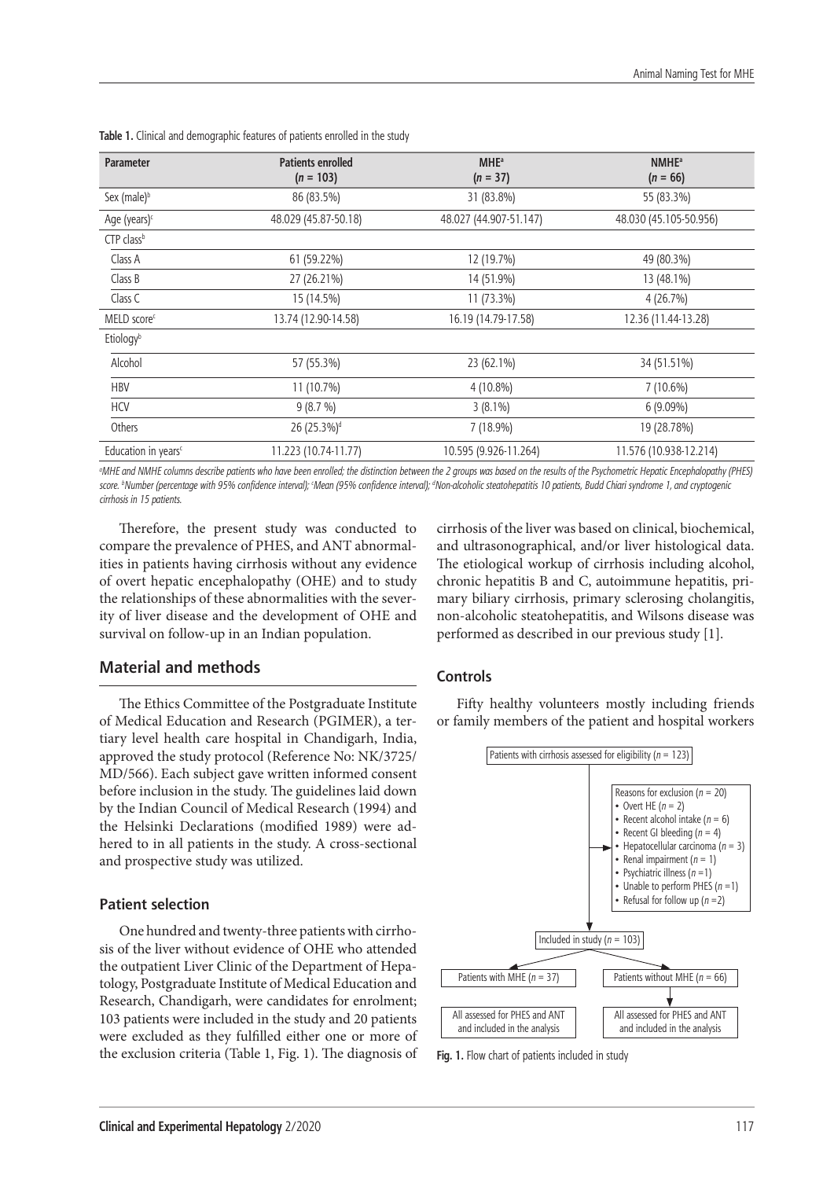**Table 1.** Clinical and demographic features of patients enrolled in the study

| Parameter | Patients enrolled ($n$ = 103) | MHE[a] ($n$ = 37) | NMHE[a] ($n$ = 66) |
|---|---|---|---|
| Sex (male)[b] | 86 (83.5%) | 31 (83.8%) | 55 (83.3%) |
| Age (years)[c] | 48.029 (45.87-50.18) | 48.027 (44.907-51.147) | 48.030 (45.105-50.956) |
| CTP class[b] | | | |
| Class A | 61 (59.22%) | 12 (19.7%) | 49 (80.3%) |
| Class B | 27 (26.21%) | 14 (51.9%) | 13 (48.1%) |
| Class C | 15 (14.5%) | 11 (73.3%) | 4 (26.7%) |
| MELD score[c] | 13.74 (12.90-14.58) | 16.19 (14.79-17.58) | 12.36 (11.44-13.28) |
| Etiology[b] | | | |
| Alcohol | 57 (55.3%) | 23 (62.1%) | 34 (51.51%) |
| HBV | 11 (10.7%) | 4 (10.8%) | 7 (10.6%) |
| HCV | 9 (8.7 %) | 3 (8.1%) | 6 (9.09%) |
| Others | 26 (25.3%)[d] | 7 (18.9%) | 19 (28.78%) |
| Education in years[c] | 11.223 (10.74-11.77) | 10.595 (9.926-11.264) | 11.576 (10.938-12.214) |

[a]MHE and NMHE columns describe patients who have been enrolled; the distinction between the 2 groups was based on the results of the Psychometric Hepatic Encephalopathy (PHES) score. [b]Number (percentage with 95% confidence interval); [c]Mean (95% confidence interval); [d]Non-alcoholic steatohepatitis 10 patients, Budd Chiari syndrome 1, and cryptogenic cirrhosis in 15 patients.

Therefore, the present study was conducted to compare the prevalence of PHES, and ANT abnormalities in patients having cirrhosis without any evidence of overt hepatic encephalopathy (OHE) and to study the relationships of these abnormalities with the severity of liver disease and the development of OHE and survival on follow-up in an Indian population.

## Material and methods

The Ethics Committee of the Postgraduate Institute of Medical Education and Research (PGIMER), a tertiary level health care hospital in Chandigarh, India, approved the study protocol (Reference No: NK/3725/MD/566). Each subject gave written informed consent before inclusion in the study. The guidelines laid down by the Indian Council of Medical Research (1994) and the Helsinki Declarations (modified 1989) were adhered to in all patients in the study. A cross-sectional and prospective study was utilized.

### Patient selection

One hundred and twenty-three patients with cirrhosis of the liver without evidence of OHE who attended the outpatient Liver Clinic of the Department of Hepatology, Postgraduate Institute of Medical Education and Research, Chandigarh, were candidates for enrolment; 103 patients were included in the study and 20 patients were excluded as they fulfilled either one or more of the exclusion criteria (Table 1, Fig. 1). The diagnosis of cirrhosis of the liver was based on clinical, biochemical, and ultrasonographical, and/or liver histological data. The etiological workup of cirrhosis including alcohol, chronic hepatitis B and C, autoimmune hepatitis, primary biliary cirrhosis, primary sclerosing cholangitis, non-alcoholic steatohepatitis, and Wilsons disease was performed as described in our previous study [1].

### Controls

Fifty healthy volunteers mostly including friends or family members of the patient and hospital workers

Patients with cirrhosis assessed for eligibility ($n$ = 123)

Reasons for exclusion ($n$ = 20)
- Overt HE ($n$ = 2)
- Recent alcohol intake ($n$ = 6)
- Recent GI bleeding ($n$ = 4)
- Hepatocellular carcinoma ($n$ = 3)
- Renal impairment ($n$ = 1)
- Psychiatric illness ($n$ =1)
- Unable to perform PHES ($n$ =1)
- Refusal for follow up ($n$ =2)

Included in study ($n$ = 103)

Patients with MHE ($n$ = 37) — All assessed for PHES and ANT and included in the analysis

Patients without MHE ($n$ = 66) — All assessed for PHES and ANT and included in the analysis

**Fig. 1.** Flow chart of patients included in study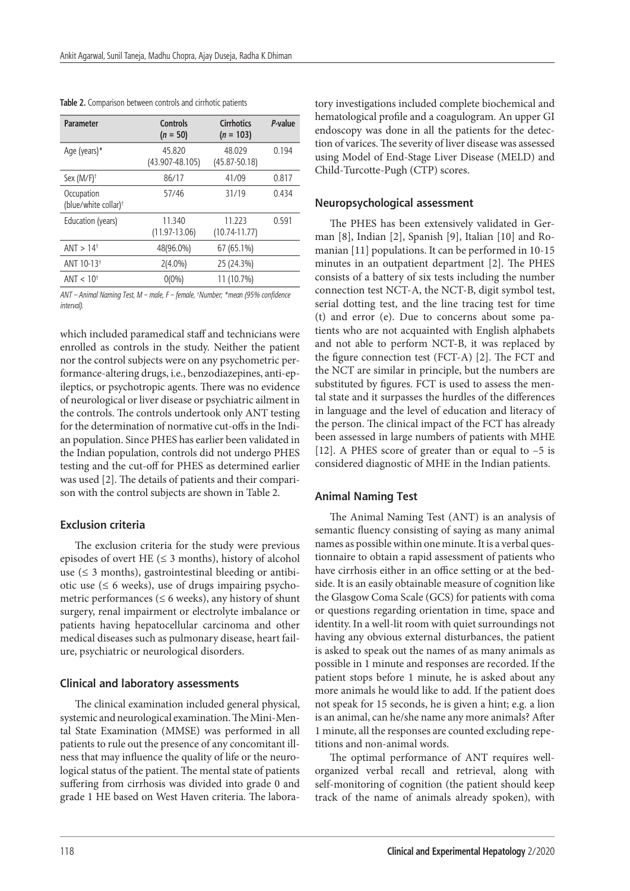**Table 2.** Comparison between controls and cirrhotic patients

| Parameter | Controls (*n* = 50) | Cirrhotics (*n* = 103) | *P*-value |
|---|---|---|---|
| Age (years)* | 45.820 (43.907-48.105) | 48.029 (45.87-50.18) | 0.194 |
| Sex (M/F)[†] | 86/17 | 41/09 | 0.817 |
| Occupation (blue/white collar)[†] | 57/46 | 31/19 | 0.434 |
| Education (years) | 11.340 (11.97-13.06) | 11.223 (10.74-11.77) | 0.591 |
| ANT > 14[†] | 48(96.0%) | 67 (65.1%) | |
| ANT 10-13[†] | 2(4.0%) | 25 (24.3%) | |
| ANT < 10[†] | 0(0%) | 11 (10.7%) | |

*ANT – Animal Naming Test, M – male, F – female, †Number; \*mean (95% confidence interval).*

which included paramedical staff and technicians were enrolled as controls in the study. Neither the patient nor the control subjects were on any psychometric performance-altering drugs, i.e., benzodiazepines, anti-epileptics, or psychotropic agents. There was no evidence of neurological or liver disease or psychiatric ailment in the controls. The controls undertook only ANT testing for the determination of normative cut-offs in the Indian population. Since PHES has earlier been validated in the Indian population, controls did not undergo PHES testing and the cut-off for PHES as determined earlier was used [2]. The details of patients and their comparison with the control subjects are shown in Table 2.

### Exclusion criteria

The exclusion criteria for the study were previous episodes of overt HE (≤ 3 months), history of alcohol use (≤ 3 months), gastrointestinal bleeding or antibiotic use (≤ 6 weeks), use of drugs impairing psychometric performances (≤ 6 weeks), any history of shunt surgery, renal impairment or electrolyte imbalance or patients having hepatocellular carcinoma and other medical diseases such as pulmonary disease, heart failure, psychiatric or neurological disorders.

### Clinical and laboratory assessments

The clinical examination included general physical, systemic and neurological examination. The Mini-Mental State Examination (MMSE) was performed in all patients to rule out the presence of any concomitant illness that may influence the quality of life or the neurological status of the patient. The mental state of patients suffering from cirrhosis was divided into grade 0 and grade 1 HE based on West Haven criteria. The laboratory investigations included complete biochemical and hematological profile and a coagulogram. An upper GI endoscopy was done in all the patients for the detection of varices. The severity of liver disease was assessed using Model of End-Stage Liver Disease (MELD) and Child-Turcotte-Pugh (CTP) scores.

### Neuropsychological assessment

The PHES has been extensively validated in German [8], Indian [2], Spanish [9], Italian [10] and Romanian [11] populations. It can be performed in 10-15 minutes in an outpatient department [2]. The PHES consists of a battery of six tests including the number connection test NCT-A, the NCT-B, digit symbol test, serial dotting test, and the line tracing test for time (t) and error (e). Due to concerns about some patients who are not acquainted with English alphabets and not able to perform NCT-B, it was replaced by the figure connection test (FCT-A) [2]. The FCT and the NCT are similar in principle, but the numbers are substituted by figures. FCT is used to assess the mental state and it surpasses the hurdles of the differences in language and the level of education and literacy of the person. The clinical impact of the FCT has already been assessed in large numbers of patients with MHE [12]. A PHES score of greater than or equal to –5 is considered diagnostic of MHE in the Indian patients.

### Animal Naming Test

The Animal Naming Test (ANT) is an analysis of semantic fluency consisting of saying as many animal names as possible within one minute. It is a verbal questionnaire to obtain a rapid assessment of patients who have cirrhosis either in an office setting or at the bedside. It is an easily obtainable measure of cognition like the Glasgow Coma Scale (GCS) for patients with coma or questions regarding orientation in time, space and identity. In a well-lit room with quiet surroundings not having any obvious external disturbances, the patient is asked to speak out the names of as many animals as possible in 1 minute and responses are recorded. If the patient stops before 1 minute, he is asked about any more animals he would like to add. If the patient does not speak for 15 seconds, he is given a hint; e.g. a lion is an animal, can he/she name any more animals? After 1 minute, all the responses are counted excluding repetitions and non-animal words.

The optimal performance of ANT requires well-organized verbal recall and retrieval, along with self-monitoring of cognition (the patient should keep track of the name of animals already spoken), with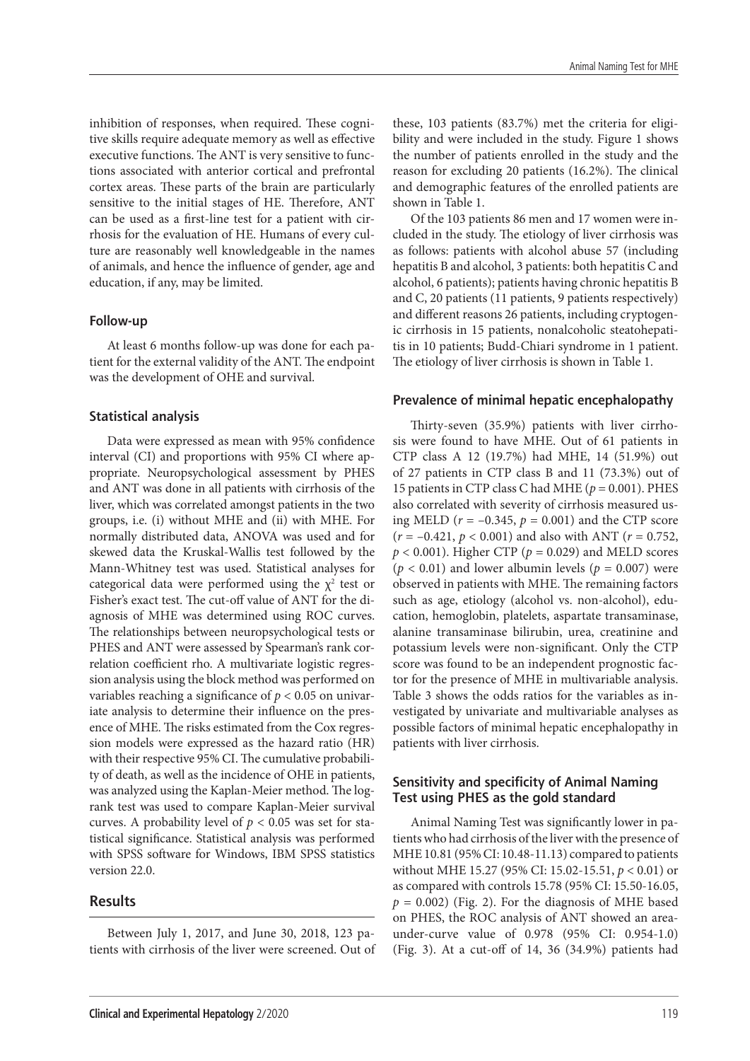inhibition of responses, when required. These cognitive skills require adequate memory as well as effective executive functions. The ANT is very sensitive to functions associated with anterior cortical and prefrontal cortex areas. These parts of the brain are particularly sensitive to the initial stages of HE. Therefore, ANT can be used as a first-line test for a patient with cirrhosis for the evaluation of HE. Humans of every culture are reasonably well knowledgeable in the names of animals, and hence the influence of gender, age and education, if any, may be limited.

### Follow-up

At least 6 months follow-up was done for each patient for the external validity of the ANT. The endpoint was the development of OHE and survival.

### Statistical analysis

Data were expressed as mean with 95% confidence interval (CI) and proportions with 95% CI where appropriate. Neuropsychological assessment by PHES and ANT was done in all patients with cirrhosis of the liver, which was correlated amongst patients in the two groups, i.e. (i) without MHE and (ii) with MHE. For normally distributed data, ANOVA was used and for skewed data the Kruskal-Wallis test followed by the Mann-Whitney test was used. Statistical analyses for categorical data were performed using the $\chi^2$ test or Fisher's exact test. The cut-off value of ANT for the diagnosis of MHE was determined using ROC curves. The relationships between neuropsychological tests or PHES and ANT were assessed by Spearman's rank correlation coefficient rho. A multivariate logistic regression analysis using the block method was performed on variables reaching a significance of $p < 0.05$ on univariate analysis to determine their influence on the presence of MHE. The risks estimated from the Cox regression models were expressed as the hazard ratio (HR) with their respective 95% CI. The cumulative probability of death, as well as the incidence of OHE in patients, was analyzed using the Kaplan-Meier method. The log-rank test was used to compare Kaplan-Meier survival curves. A probability level of $p < 0.05$ was set for statistical significance. Statistical analysis was performed with SPSS software for Windows, IBM SPSS statistics version 22.0.

## Results

Between July 1, 2017, and June 30, 2018, 123 patients with cirrhosis of the liver were screened. Out of these, 103 patients (83.7%) met the criteria for eligibility and were included in the study. Figure 1 shows the number of patients enrolled in the study and the reason for excluding 20 patients (16.2%). The clinical and demographic features of the enrolled patients are shown in Table 1.

Of the 103 patients 86 men and 17 women were included in the study. The etiology of liver cirrhosis was as follows: patients with alcohol abuse 57 (including hepatitis B and alcohol, 3 patients: both hepatitis C and alcohol, 6 patients); patients having chronic hepatitis B and C, 20 patients (11 patients, 9 patients respectively) and different reasons 26 patients, including cryptogenic cirrhosis in 15 patients, nonalcoholic steatohepatitis in 10 patients; Budd-Chiari syndrome in 1 patient. The etiology of liver cirrhosis is shown in Table 1.

### Prevalence of minimal hepatic encephalopathy

Thirty-seven (35.9%) patients with liver cirrhosis were found to have MHE. Out of 61 patients in CTP class A 12 (19.7%) had MHE, 14 (51.9%) out of 27 patients in CTP class B and 11 (73.3%) out of 15 patients in CTP class C had MHE ($p = 0.001$). PHES also correlated with severity of cirrhosis measured using MELD ($r = -0.345$, $p = 0.001$) and the CTP score ($r = -0.421$, $p < 0.001$) and also with ANT ($r = 0.752$, $p < 0.001$). Higher CTP ($p = 0.029$) and MELD scores ($p < 0.01$) and lower albumin levels ($p = 0.007$) were observed in patients with MHE. The remaining factors such as age, etiology (alcohol vs. non-alcohol), education, hemoglobin, platelets, aspartate transaminase, alanine transaminase bilirubin, urea, creatinine and potassium levels were non-significant. Only the CTP score was found to be an independent prognostic factor for the presence of MHE in multivariable analysis. Table 3 shows the odds ratios for the variables as investigated by univariate and multivariable analyses as possible factors of minimal hepatic encephalopathy in patients with liver cirrhosis.

### Sensitivity and specificity of Animal Naming Test using PHES as the gold standard

Animal Naming Test was significantly lower in patients who had cirrhosis of the liver with the presence of MHE 10.81 (95% CI: 10.48-11.13) compared to patients without MHE 15.27 (95% CI: 15.02-15.51, $p < 0.01$) or as compared with controls 15.78 (95% CI: 15.50-16.05, $p = 0.002$) (Fig. 2). For the diagnosis of MHE based on PHES, the ROC analysis of ANT showed an area-under-curve value of 0.978 (95% CI: 0.954-1.0) (Fig. 3). At a cut-off of 14, 36 (34.9%) patients had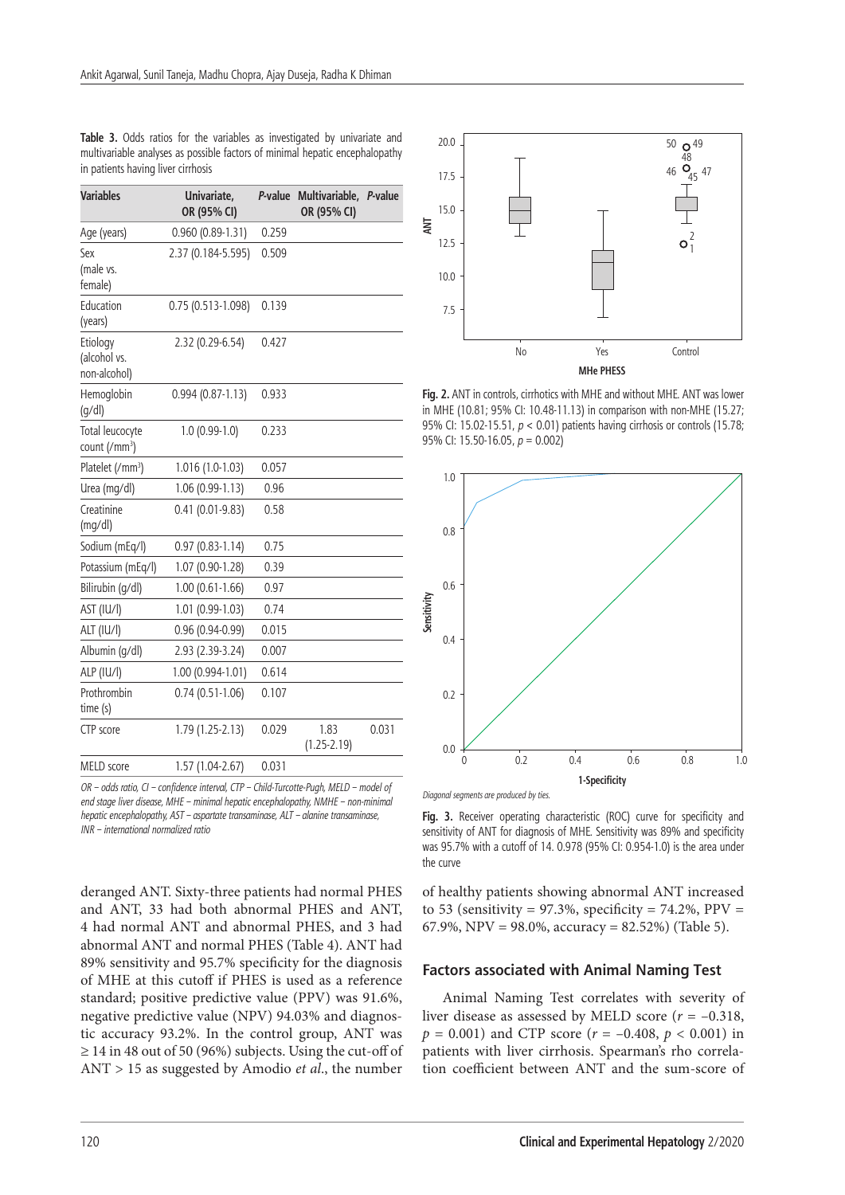**Table 3.** Odds ratios for the variables as investigated by univariate and multivariable analyses as possible factors of minimal hepatic encephalopathy in patients having liver cirrhosis

| Variables | Univariate, OR (95% CI) | *P*-value | Multivariable, OR (95% CI) | *P*-value |
|---|---|---|---|---|
| Age (years) | 0.960 (0.89-1.31) | 0.259 | | |
| Sex (male vs. female) | 2.37 (0.184-5.595) | 0.509 | | |
| Education (years) | 0.75 (0.513-1.098) | 0.139 | | |
| Etiology (alcohol vs. non-alcohol) | 2.32 (0.29-6.54) | 0.427 | | |
| Hemoglobin (g/dl) | 0.994 (0.87-1.13) | 0.933 | | |
| Total leucocyte count (/mm$^3$) | 1.0 (0.99-1.0) | 0.233 | | |
| Platelet (/mm$^3$) | 1.016 (1.0-1.03) | 0.057 | | |
| Urea (mg/dl) | 1.06 (0.99-1.13) | 0.96 | | |
| Creatinine (mg/dl) | 0.41 (0.01-9.83) | 0.58 | | |
| Sodium (mEq/l) | 0.97 (0.83-1.14) | 0.75 | | |
| Potassium (mEq/l) | 1.07 (0.90-1.28) | 0.39 | | |
| Bilirubin (g/dl) | 1.00 (0.61-1.66) | 0.97 | | |
| AST (IU/l) | 1.01 (0.99-1.03) | 0.74 | | |
| ALT (IU/l) | 0.96 (0.94-0.99) | 0.015 | | |
| Albumin (g/dl) | 2.93 (2.39-3.24) | 0.007 | | |
| ALP (IU/l) | 1.00 (0.994-1.01) | 0.614 | | |
| Prothrombin time (s) | 0.74 (0.51-1.06) | 0.107 | | |
| CTP score | 1.79 (1.25-2.13) | 0.029 | 1.83 (1.25-2.19) | 0.031 |
| MELD score | 1.57 (1.04-2.67) | 0.031 | | |

*OR – odds ratio, CI – confidence interval, CTP – Child-Turcotte-Pugh, MELD – model of end stage liver disease, MHE – minimal hepatic encephalopathy, NMHE – non-minimal hepatic encephalopathy, AST – aspartate transaminase, ALT – alanine transaminase, INR – international normalized ratio*

deranged ANT. Sixty-three patients had normal PHES and ANT, 33 had both abnormal PHES and ANT, 4 had normal ANT and abnormal PHES, and 3 had abnormal ANT and normal PHES (Table 4). ANT had 89% sensitivity and 95.7% specificity for the diagnosis of MHE at this cutoff if PHES is used as a reference standard; positive predictive value (PPV) was 91.6%, negative predictive value (NPV) 94.03% and diagnostic accuracy 93.2%. In the control group, ANT was ≥ 14 in 48 out of 50 (96%) subjects. Using the cut-off of ANT > 15 as suggested by Amodio *et al*., the number of healthy patients showing abnormal ANT increased to 53 (sensitivity = 97.3%, specificity = 74.2%, PPV = 67.9%, NPV = 98.0%, accuracy = 82.52%) (Table 5).

**Fig. 2.** ANT in controls, cirrhotics with MHE and without MHE. ANT was lower in MHE (10.81; 95% CI: 10.48-11.13) in comparison with non-MHE (15.27; 95% CI: 15.02-15.51, $p < 0.01$) patients having cirrhosis or controls (15.78; 95% CI: 15.50-16.05, $p = 0.002$)

*Diagonal segments are produced by ties.*

**Fig. 3.** Receiver operating characteristic (ROC) curve for specificity and sensitivity of ANT for diagnosis of MHE. Sensitivity was 89% and specificity was 95.7% with a cutoff of 14. 0.978 (95% CI: 0.954-1.0) is the area under the curve

## Factors associated with Animal Naming Test

Animal Naming Test correlates with severity of liver disease as assessed by MELD score ($r = -0.318$, $p = 0.001$) and CTP score ($r = -0.408$, $p < 0.001$) in patients with liver cirrhosis. Spearman's rho correlation coefficient between ANT and the sum-score of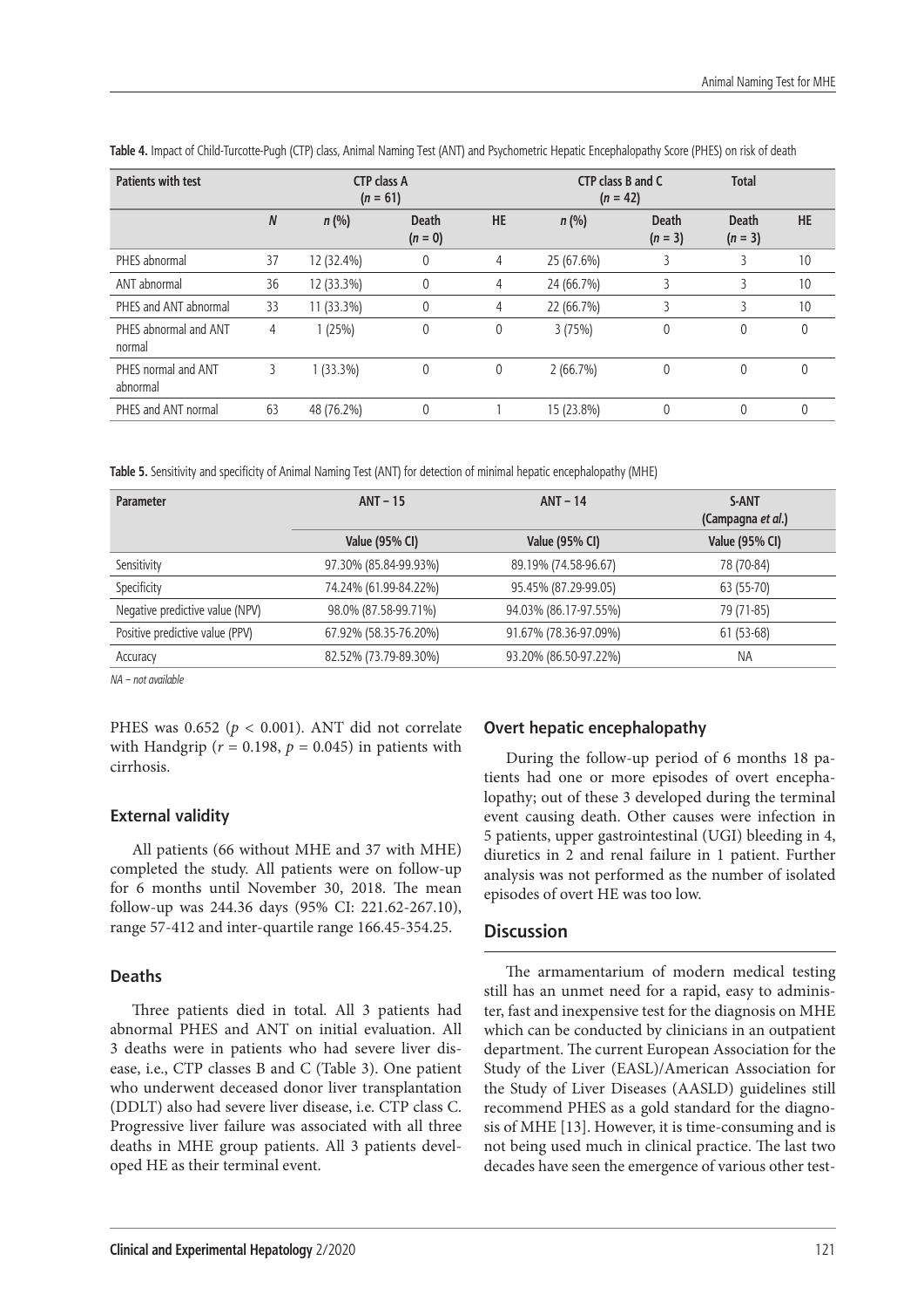**Table 4.** Impact of Child-Turcotte-Pugh (CTP) class, Animal Naming Test (ANT) and Psychometric Hepatic Encephalopathy Score (PHES) on risk of death

| Patients with test | | CTP class A ($n$ = 61) | | | CTP class B and C ($n$ = 42) | | Total | |
|---|---|---|---|---|---|---|---|---|
| | *N* | *n* (%) | Death ($n$ = 0) | HE | *n* (%) | Death ($n$ = 3) | Death ($n$ = 3) | HE |
| PHES abnormal | 37 | 12 (32.4%) | 0 | 4 | 25 (67.6%) | 3 | 3 | 10 |
| ANT abnormal | 36 | 12 (33.3%) | 0 | 4 | 24 (66.7%) | 3 | 3 | 10 |
| PHES and ANT abnormal | 33 | 11 (33.3%) | 0 | 4 | 22 (66.7%) | 3 | 3 | 10 |
| PHES abnormal and ANT normal | 4 | 1 (25%) | 0 | 0 | 3 (75%) | 0 | 0 | 0 |
| PHES normal and ANT abnormal | 3 | 1 (33.3%) | 0 | 0 | 2 (66.7%) | 0 | 0 | 0 |
| PHES and ANT normal | 63 | 48 (76.2%) | 0 | 1 | 15 (23.8%) | 0 | 0 | 0 |

**Table 5.** Sensitivity and specificity of Animal Naming Test (ANT) for detection of minimal hepatic encephalopathy (MHE)

| Parameter | ANT – 15 | ANT – 14 | S-ANT (Campagna *et al.*) |
|---|---|---|---|
| | Value (95% CI) | Value (95% CI) | Value (95% CI) |
| Sensitivity | 97.30% (85.84-99.93%) | 89.19% (74.58-96.67) | 78 (70-84) |
| Specificity | 74.24% (61.99-84.22%) | 95.45% (87.29-99.05) | 63 (55-70) |
| Negative predictive value (NPV) | 98.0% (87.58-99.71%) | 94.03% (86.17-97.55%) | 79 (71-85) |
| Positive predictive value (PPV) | 67.92% (58.35-76.20%) | 91.67% (78.36-97.09%) | 61 (53-68) |
| Accuracy | 82.52% (73.79-89.30%) | 93.20% (86.50-97.22%) | NA |

*NA – not available*

PHES was 0.652 ($p < 0.001$). ANT did not correlate with Handgrip ($r = 0.198$, $p = 0.045$) in patients with cirrhosis.

### External validity

All patients (66 without MHE and 37 with MHE) completed the study. All patients were on follow-up for 6 months until November 30, 2018. The mean follow-up was 244.36 days (95% CI: 221.62-267.10), range 57-412 and inter-quartile range 166.45-354.25.

### Deaths

Three patients died in total. All 3 patients had abnormal PHES and ANT on initial evaluation. All 3 deaths were in patients who had severe liver disease, i.e., CTP classes B and C (Table 3). One patient who underwent deceased donor liver transplantation (DDLT) also had severe liver disease, i.e. CTP class C. Progressive liver failure was associated with all three deaths in MHE group patients. All 3 patients developed HE as their terminal event.

### Overt hepatic encephalopathy

During the follow-up period of 6 months 18 patients had one or more episodes of overt encephalopathy; out of these 3 developed during the terminal event causing death. Other causes were infection in 5 patients, upper gastrointestinal (UGI) bleeding in 4, diuretics in 2 and renal failure in 1 patient. Further analysis was not performed as the number of isolated episodes of overt HE was too low.

## Discussion

The armamentarium of modern medical testing still has an unmet need for a rapid, easy to administer, fast and inexpensive test for the diagnosis on MHE which can be conducted by clinicians in an outpatient department. The current European Association for the Study of the Liver (EASL)/American Association for the Study of Liver Diseases (AASLD) guidelines still recommend PHES as a gold standard for the diagnosis of MHE [13]. However, it is time-consuming and is not being used much in clinical practice. The last two decades have seen the emergence of various other test-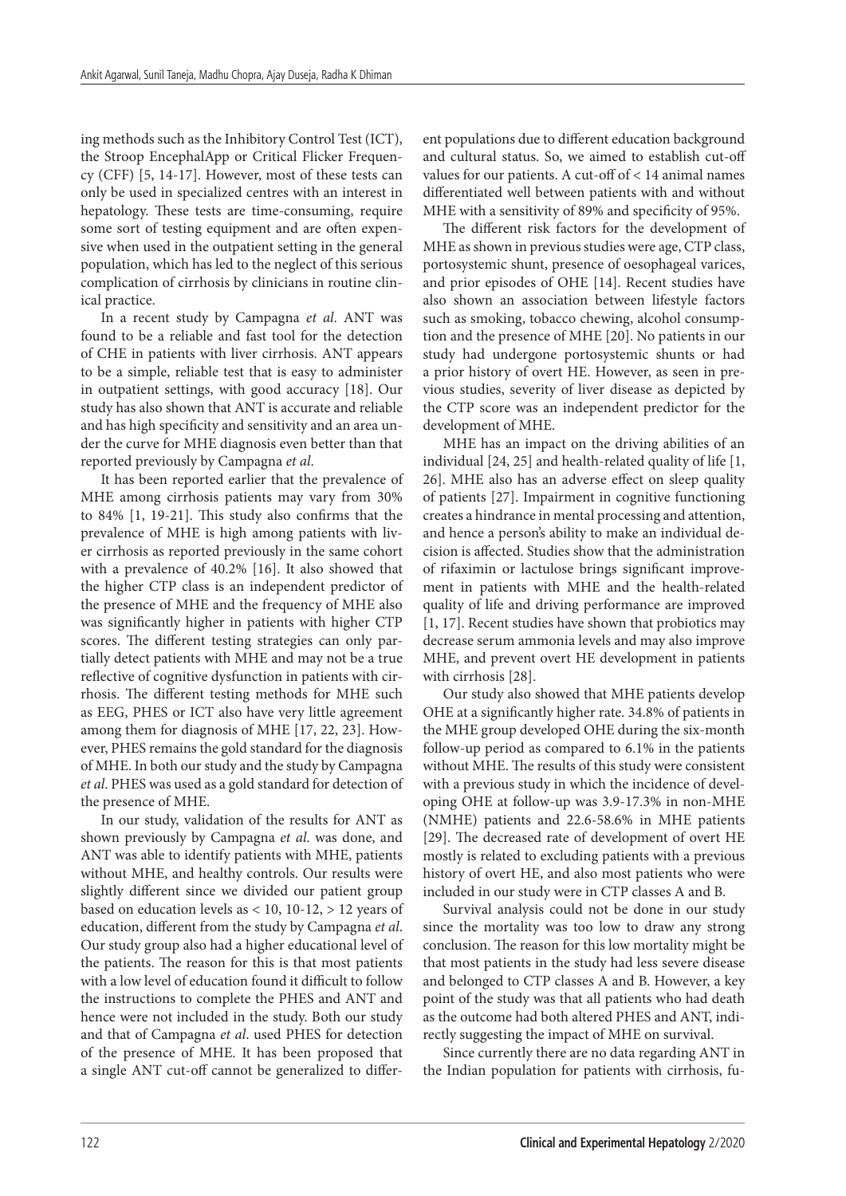ing methods such as the Inhibitory Control Test (ICT), the Stroop EncephalApp or Critical Flicker Frequency (CFF) [5, 14-17]. However, most of these tests can only be used in specialized centres with an interest in hepatology. These tests are time-consuming, require some sort of testing equipment and are often expensive when used in the outpatient setting in the general population, which has led to the neglect of this serious complication of cirrhosis by clinicians in routine clinical practice.

In a recent study by Campagna *et al*. ANT was found to be a reliable and fast tool for the detection of CHE in patients with liver cirrhosis. ANT appears to be a simple, reliable test that is easy to administer in outpatient settings, with good accuracy [18]. Our study has also shown that ANT is accurate and reliable and has high specificity and sensitivity and an area under the curve for MHE diagnosis even better than that reported previously by Campagna *et al*.

It has been reported earlier that the prevalence of MHE among cirrhosis patients may vary from 30% to 84% [1, 19-21]. This study also confirms that the prevalence of MHE is high among patients with liver cirrhosis as reported previously in the same cohort with a prevalence of 40.2% [16]. It also showed that the higher CTP class is an independent predictor of the presence of MHE and the frequency of MHE also was significantly higher in patients with higher CTP scores. The different testing strategies can only partially detect patients with MHE and may not be a true reflective of cognitive dysfunction in patients with cirrhosis. The different testing methods for MHE such as EEG, PHES or ICT also have very little agreement among them for diagnosis of MHE [17, 22, 23]. However, PHES remains the gold standard for the diagnosis of MHE. In both our study and the study by Campagna *et al*. PHES was used as a gold standard for detection of the presence of MHE.

In our study, validation of the results for ANT as shown previously by Campagna *et al*. was done, and ANT was able to identify patients with MHE, patients without MHE, and healthy controls. Our results were slightly different since we divided our patient group based on education levels as < 10, 10-12, > 12 years of education, different from the study by Campagna *et al*. Our study group also had a higher educational level of the patients. The reason for this is that most patients with a low level of education found it difficult to follow the instructions to complete the PHES and ANT and hence were not included in the study. Both our study and that of Campagna *et al*. used PHES for detection of the presence of MHE. It has been proposed that a single ANT cut-off cannot be generalized to different populations due to different education background and cultural status. So, we aimed to establish cut-off values for our patients. A cut-off of < 14 animal names differentiated well between patients with and without MHE with a sensitivity of 89% and specificity of 95%.

The different risk factors for the development of MHE as shown in previous studies were age, CTP class, portosystemic shunt, presence of oesophageal varices, and prior episodes of OHE [14]. Recent studies have also shown an association between lifestyle factors such as smoking, tobacco chewing, alcohol consumption and the presence of MHE [20]. No patients in our study had undergone portosystemic shunts or had a prior history of overt HE. However, as seen in previous studies, severity of liver disease as depicted by the CTP score was an independent predictor for the development of MHE.

MHE has an impact on the driving abilities of an individual [24, 25] and health-related quality of life [1, 26]. MHE also has an adverse effect on sleep quality of patients [27]. Impairment in cognitive functioning creates a hindrance in mental processing and attention, and hence a person's ability to make an individual decision is affected. Studies show that the administration of rifaximin or lactulose brings significant improvement in patients with MHE and the health-related quality of life and driving performance are improved [1, 17]. Recent studies have shown that probiotics may decrease serum ammonia levels and may also improve MHE, and prevent overt HE development in patients with cirrhosis [28].

Our study also showed that MHE patients develop OHE at a significantly higher rate. 34.8% of patients in the MHE group developed OHE during the six-month follow-up period as compared to 6.1% in the patients without MHE. The results of this study were consistent with a previous study in which the incidence of developing OHE at follow-up was 3.9-17.3% in non-MHE (NMHE) patients and 22.6-58.6% in MHE patients [29]. The decreased rate of development of overt HE mostly is related to excluding patients with a previous history of overt HE, and also most patients who were included in our study were in CTP classes A and B.

Survival analysis could not be done in our study since the mortality was too low to draw any strong conclusion. The reason for this low mortality might be that most patients in the study had less severe disease and belonged to CTP classes A and B. However, a key point of the study was that all patients who had death as the outcome had both altered PHES and ANT, indirectly suggesting the impact of MHE on survival.

Since currently there are no data regarding ANT in the Indian population for patients with cirrhosis, fu-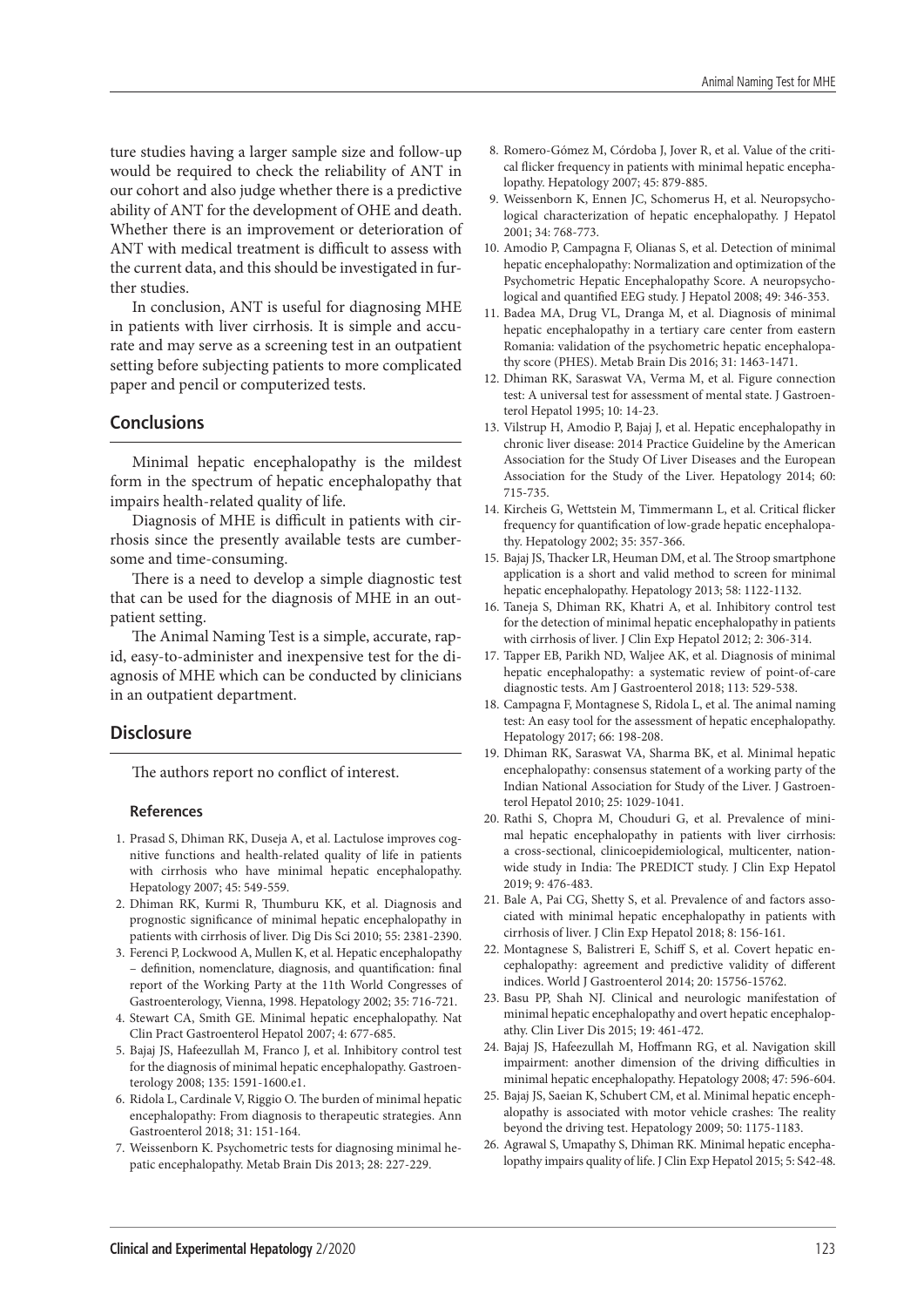ture studies having a larger sample size and follow-up would be required to check the reliability of ANT in our cohort and also judge whether there is a predictive ability of ANT for the development of OHE and death. Whether there is an improvement or deterioration of ANT with medical treatment is difficult to assess with the current data, and this should be investigated in further studies.

In conclusion, ANT is useful for diagnosing MHE in patients with liver cirrhosis. It is simple and accurate and may serve as a screening test in an outpatient setting before subjecting patients to more complicated paper and pencil or computerized tests.

## Conclusions

Minimal hepatic encephalopathy is the mildest form in the spectrum of hepatic encephalopathy that impairs health-related quality of life.

Diagnosis of MHE is difficult in patients with cirrhosis since the presently available tests are cumbersome and time-consuming.

There is a need to develop a simple diagnostic test that can be used for the diagnosis of MHE in an outpatient setting.

The Animal Naming Test is a simple, accurate, rapid, easy-to-administer and inexpensive test for the diagnosis of MHE which can be conducted by clinicians in an outpatient department.

## Disclosure

The authors report no conflict of interest.

### References

1. Prasad S, Dhiman RK, Duseja A, et al. Lactulose improves cognitive functions and health-related quality of life in patients with cirrhosis who have minimal hepatic encephalopathy. Hepatology 2007; 45: 549-559.
2. Dhiman RK, Kurmi R, Thumburu KK, et al. Diagnosis and prognostic significance of minimal hepatic encephalopathy in patients with cirrhosis of liver. Dig Dis Sci 2010; 55: 2381-2390.
3. Ferenci P, Lockwood A, Mullen K, et al. Hepatic encephalopathy – definition, nomenclature, diagnosis, and quantification: final report of the Working Party at the 11th World Congresses of Gastroenterology, Vienna, 1998. Hepatology 2002; 35: 716-721.
4. Stewart CA, Smith GE. Minimal hepatic encephalopathy. Nat Clin Pract Gastroenterol Hepatol 2007; 4: 677-685.
5. Bajaj JS, Hafeezullah M, Franco J, et al. Inhibitory control test for the diagnosis of minimal hepatic encephalopathy. Gastroenterology 2008; 135: 1591-1600.e1.
6. Ridola L, Cardinale V, Riggio O. The burden of minimal hepatic encephalopathy: From diagnosis to therapeutic strategies. Ann Gastroenterol 2018; 31: 151-164.
7. Weissenborn K. Psychometric tests for diagnosing minimal hepatic encephalopathy. Metab Brain Dis 2013; 28: 227-229.
8. Romero-Gómez M, Córdoba J, Jover R, et al. Value of the critical flicker frequency in patients with minimal hepatic encephalopathy. Hepatology 2007; 45: 879-885.
9. Weissenborn K, Ennen JC, Schomerus H, et al. Neuropsychological characterization of hepatic encephalopathy. J Hepatol 2001; 34: 768-773.
10. Amodio P, Campagna F, Olianas S, et al. Detection of minimal hepatic encephalopathy: Normalization and optimization of the Psychometric Hepatic Encephalopathy Score. A neuropsychological and quantified EEG study. J Hepatol 2008; 49: 346-353.
11. Badea MA, Drug VL, Dranga M, et al. Diagnosis of minimal hepatic encephalopathy in a tertiary care center from eastern Romania: validation of the psychometric hepatic encephalopathy score (PHES). Metab Brain Dis 2016; 31: 1463-1471.
12. Dhiman RK, Saraswat VA, Verma M, et al. Figure connection test: A universal test for assessment of mental state. J Gastroenterol Hepatol 1995; 10: 14-23.
13. Vilstrup H, Amodio P, Bajaj J, et al. Hepatic encephalopathy in chronic liver disease: 2014 Practice Guideline by the American Association for the Study Of Liver Diseases and the European Association for the Study of the Liver. Hepatology 2014; 60: 715-735.
14. Kircheis G, Wettstein M, Timmermann L, et al. Critical flicker frequency for quantification of low-grade hepatic encephalopathy. Hepatology 2002; 35: 357-366.
15. Bajaj JS, Thacker LR, Heuman DM, et al. The Stroop smartphone application is a short and valid method to screen for minimal hepatic encephalopathy. Hepatology 2013; 58: 1122-1132.
16. Taneja S, Dhiman RK, Khatri A, et al. Inhibitory control test for the detection of minimal hepatic encephalopathy in patients with cirrhosis of liver. J Clin Exp Hepatol 2012; 2: 306-314.
17. Tapper EB, Parikh ND, Waljee AK, et al. Diagnosis of minimal hepatic encephalopathy: a systematic review of point-of-care diagnostic tests. Am J Gastroenterol 2018; 113: 529-538.
18. Campagna F, Montagnese S, Ridola L, et al. The animal naming test: An easy tool for the assessment of hepatic encephalopathy. Hepatology 2017; 66: 198-208.
19. Dhiman RK, Saraswat VA, Sharma BK, et al. Minimal hepatic encephalopathy: consensus statement of a working party of the Indian National Association for Study of the Liver. J Gastroenterol Hepatol 2010; 25: 1029-1041.
20. Rathi S, Chopra M, Chouduri G, et al. Prevalence of minimal hepatic encephalopathy in patients with liver cirrhosis: a cross-sectional, clinicoepidemiological, multicenter, nationwide study in India: The PREDICT study. J Clin Exp Hepatol 2019; 9: 476-483.
21. Bale A, Pai CG, Shetty S, et al. Prevalence of and factors associated with minimal hepatic encephalopathy in patients with cirrhosis of liver. J Clin Exp Hepatol 2018; 8: 156-161.
22. Montagnese S, Balistreri E, Schiff S, et al. Covert hepatic encephalopathy: agreement and predictive validity of different indices. World J Gastroenterol 2014; 20: 15756-15762.
23. Basu PP, Shah NJ. Clinical and neurologic manifestation of minimal hepatic encephalopathy and overt hepatic encephalopathy. Clin Liver Dis 2015; 19: 461-472.
24. Bajaj JS, Hafeezullah M, Hoffmann RG, et al. Navigation skill impairment: another dimension of the driving difficulties in minimal hepatic encephalopathy. Hepatology 2008; 47: 596-604.
25. Bajaj JS, Saeian K, Schubert CM, et al. Minimal hepatic encephalopathy is associated with motor vehicle crashes: The reality beyond the driving test. Hepatology 2009; 50: 1175-1183.
26. Agrawal S, Umapathy S, Dhiman RK. Minimal hepatic encephalopathy impairs quality of life. J Clin Exp Hepatol 2015; 5: S42-48.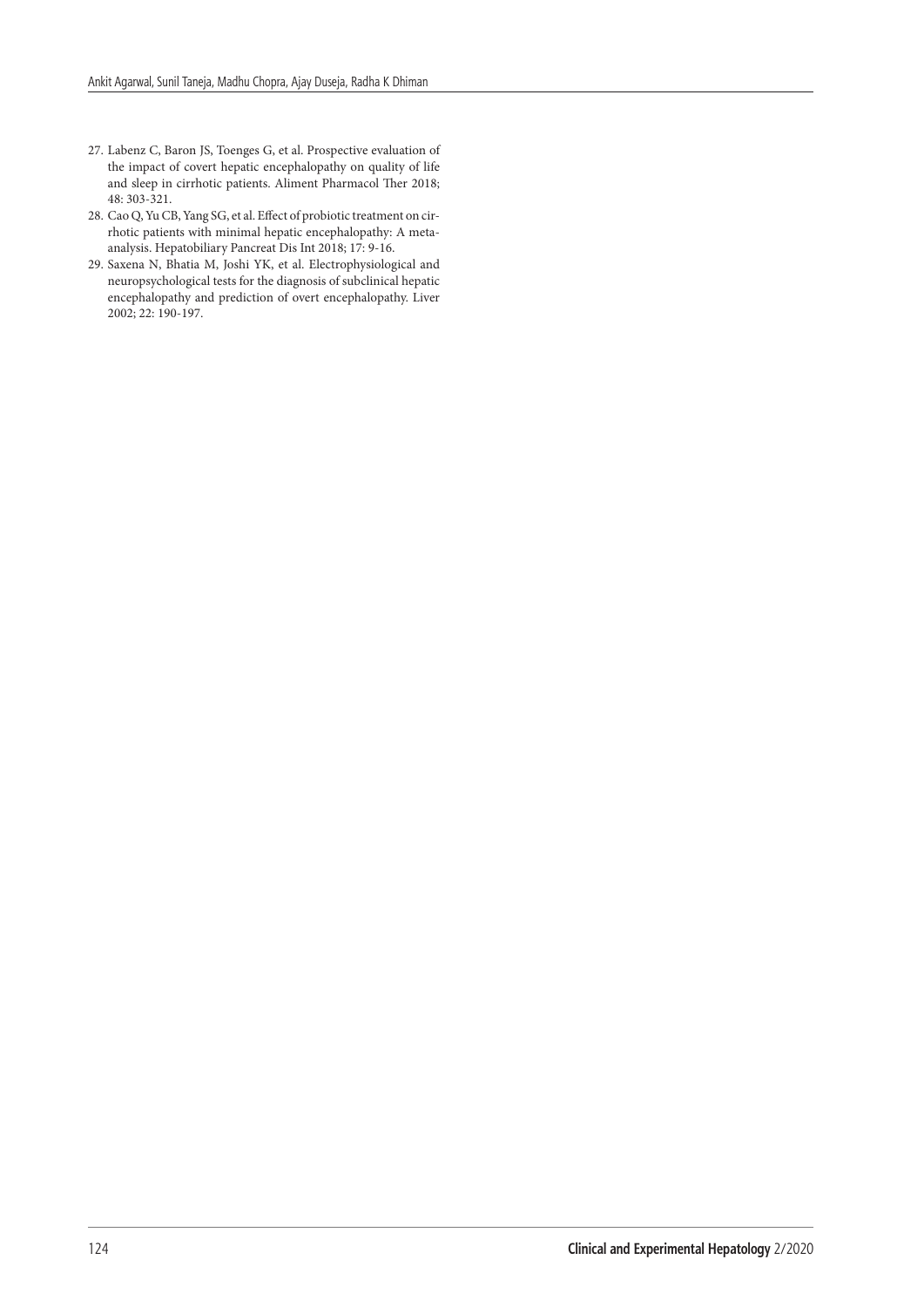27. Labenz C, Baron JS, Toenges G, et al. Prospective evaluation of the impact of covert hepatic encephalopathy on quality of life and sleep in cirrhotic patients. Aliment Pharmacol Ther 2018; 48: 303-321.
28. Cao Q, Yu CB, Yang SG, et al. Effect of probiotic treatment on cirrhotic patients with minimal hepatic encephalopathy: A meta-analysis. Hepatobiliary Pancreat Dis Int 2018; 17: 9-16.
29. Saxena N, Bhatia M, Joshi YK, et al. Electrophysiological and neuropsychological tests for the diagnosis of subclinical hepatic encephalopathy and prediction of overt encephalopathy. Liver 2002; 22: 190-197.